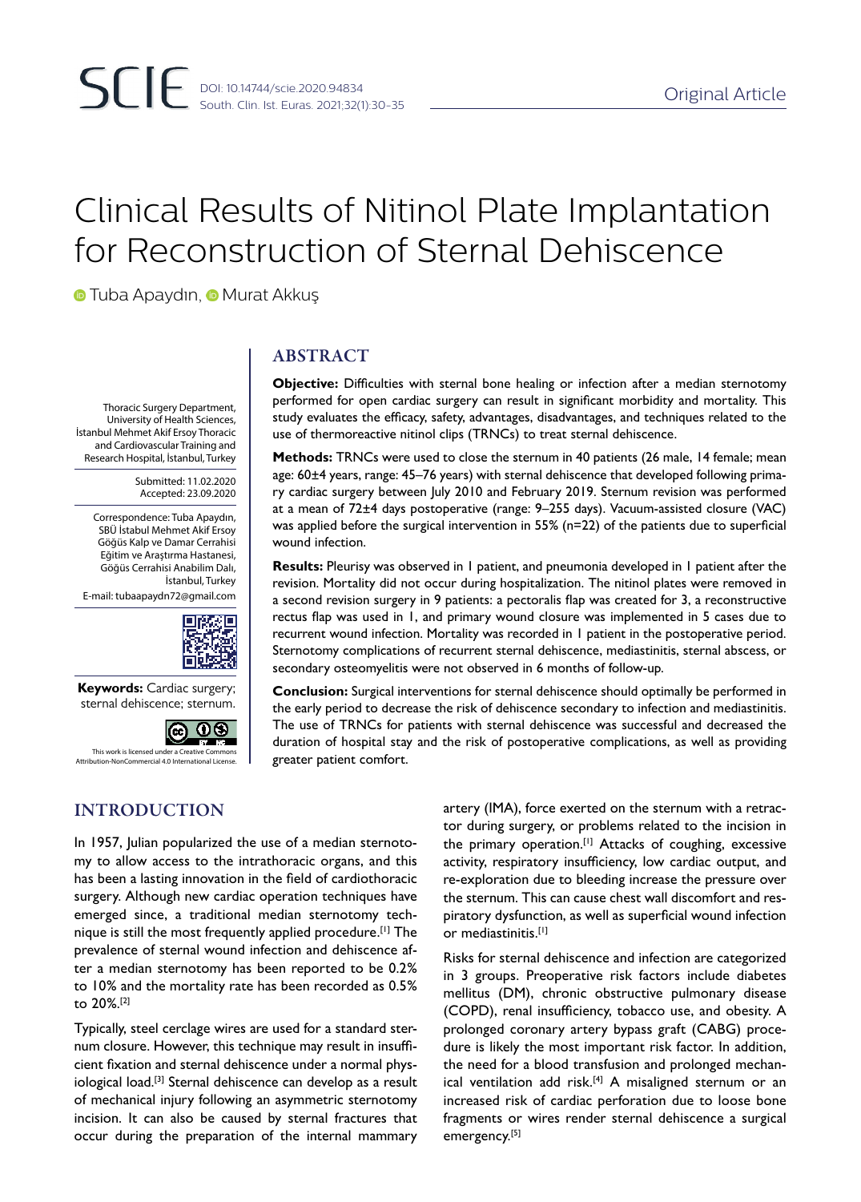# Clinical Results of Nitinol Plate Implantation for Reconstruction of Sternal Dehiscence

Tuba Apaydın, Murat Akkuş

Thoracic Surgery Department, University of Health Sciences, İstanbul Mehmet Akif Ersoy Thoracic and Cardiovascular Training and Research Hospital, İstanbul, Turkey

Submitted: 11.02.2020
Accepted: 23.09.2020

Correspondence: Tuba Apaydın, SBÜ İstabul Mehmet Akif Ersoy Göğüs Kalp ve Damar Cerrahisi Eğitim ve Araştırma Hastanesi, Göğüs Cerrahisi Anabilim Dalı, İstanbul, Turkey
E-mail: tubaapaydn72@gmail.com

**Keywords:** Cardiac surgery; sternal dehiscence; sternum.

This work is licensed under a Creative Commons Attribution-NonCommercial 4.0 International License.

## ABSTRACT

**Objective:** Difficulties with sternal bone healing or infection after a median sternotomy performed for open cardiac surgery can result in significant morbidity and mortality. This study evaluates the efficacy, safety, advantages, disadvantages, and techniques related to the use of thermoreactive nitinol clips (TRNCs) to treat sternal dehiscence.

**Methods:** TRNCs were used to close the sternum in 40 patients (26 male, 14 female; mean age: 60±4 years, range: 45–76 years) with sternal dehiscence that developed following primary cardiac surgery between July 2010 and February 2019. Sternum revision was performed at a mean of 72±4 days postoperative (range: 9–255 days). Vacuum-assisted closure (VAC) was applied before the surgical intervention in 55% (n=22) of the patients due to superficial wound infection.

**Results:** Pleurisy was observed in 1 patient, and pneumonia developed in 1 patient after the revision. Mortality did not occur during hospitalization. The nitinol plates were removed in a second revision surgery in 9 patients: a pectoralis flap was created for 3, a reconstructive rectus flap was used in 1, and primary wound closure was implemented in 5 cases due to recurrent wound infection. Mortality was recorded in 1 patient in the postoperative period. Sternotomy complications of recurrent sternal dehiscence, mediastinitis, sternal abscess, or secondary osteomyelitis were not observed in 6 months of follow-up.

**Conclusion:** Surgical interventions for sternal dehiscence should optimally be performed in the early period to decrease the risk of dehiscence secondary to infection and mediastinitis. The use of TRNCs for patients with sternal dehiscence was successful and decreased the duration of hospital stay and the risk of postoperative complications, as well as providing greater patient comfort.

## INTRODUCTION

In 1957, Julian popularized the use of a median sternotomy to allow access to the intrathoracic organs, and this has been a lasting innovation in the field of cardiothoracic surgery. Although new cardiac operation techniques have emerged since, a traditional median sternotomy technique is still the most frequently applied procedure.[1] The prevalence of sternal wound infection and dehiscence after a median sternotomy has been reported to be 0.2% to 10% and the mortality rate has been recorded as 0.5% to 20%.[2]

Typically, steel cerclage wires are used for a standard sternum closure. However, this technique may result in insufficient fixation and sternal dehiscence under a normal physiological load.[3] Sternal dehiscence can develop as a result of mechanical injury following an asymmetric sternotomy incision. It can also be caused by sternal fractures that occur during the preparation of the internal mammary artery (IMA), force exerted on the sternum with a retractor during surgery, or problems related to the incision in the primary operation.[1] Attacks of coughing, excessive activity, respiratory insufficiency, low cardiac output, and re-exploration due to bleeding increase the pressure over the sternum. This can cause chest wall discomfort and respiratory dysfunction, as well as superficial wound infection or mediastinitis.[1]

Risks for sternal dehiscence and infection are categorized in 3 groups. Preoperative risk factors include diabetes mellitus (DM), chronic obstructive pulmonary disease (COPD), renal insufficiency, tobacco use, and obesity. A prolonged coronary artery bypass graft (CABG) procedure is likely the most important risk factor. In addition, the need for a blood transfusion and prolonged mechanical ventilation add risk.[4] A misaligned sternum or an increased risk of cardiac perforation due to loose bone fragments or wires render sternal dehiscence a surgical emergency.[5]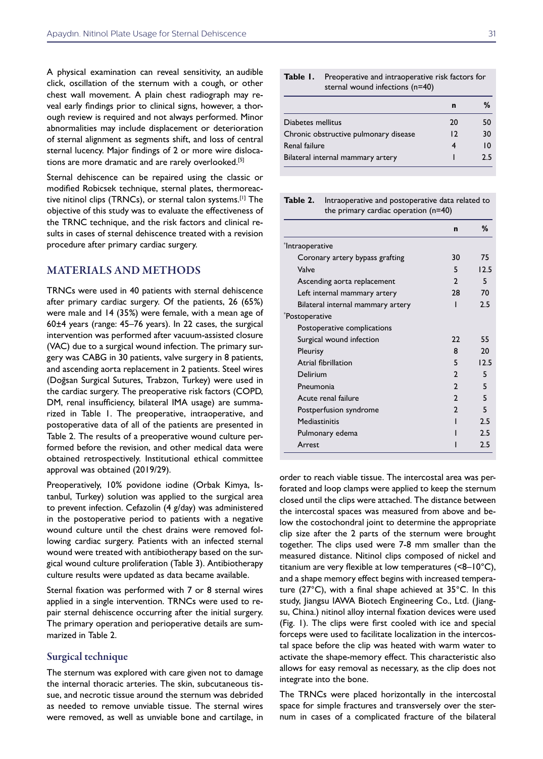A physical examination can reveal sensitivity, an audible click, oscillation of the sternum with a cough, or other chest wall movement. A plain chest radiograph may reveal early findings prior to clinical signs, however, a thorough review is required and not always performed. Minor abnormalities may include displacement or deterioration of sternal alignment as segments shift, and loss of central sternal lucency. Major findings of 2 or more wire dislocations are more dramatic and are rarely overlooked.[5]

Sternal dehiscence can be repaired using the classic or modified Robicsek technique, sternal plates, thermoreactive nitinol clips (TRNCs), or sternal talon systems.[1] The objective of this study was to evaluate the effectiveness of the TRNC technique, and the risk factors and clinical results in cases of sternal dehiscence treated with a revision procedure after primary cardiac surgery.

## MATERIALS AND METHODS

TRNCs were used in 40 patients with sternal dehiscence after primary cardiac surgery. Of the patients, 26 (65%) were male and 14 (35%) were female, with a mean age of 60±4 years (range: 45–76 years). In 22 cases, the surgical intervention was performed after vacuum-assisted closure (VAC) due to a surgical wound infection. The primary surgery was CABG in 30 patients, valve surgery in 8 patients, and ascending aorta replacement in 2 patients. Steel wires (Doğsan Surgical Sutures, Trabzon, Turkey) were used in the cardiac surgery. The preoperative risk factors (COPD, DM, renal insufficiency, bilateral IMA usage) are summarized in Table 1. The preoperative, intraoperative, and postoperative data of all of the patients are presented in Table 2. The results of a preoperative wound culture performed before the revision, and other medical data were obtained retrospectively. Institutional ethical committee approval was obtained (2019/29).

Preoperatively, 10% povidone iodine (Orbak Kimya, Istanbul, Turkey) solution was applied to the surgical area to prevent infection. Cefazolin (4 g/day) was administered in the postoperative period to patients with a negative wound culture until the chest drains were removed following cardiac surgery. Patients with an infected sternal wound were treated with antibiotherapy based on the surgical wound culture proliferation (Table 3). Antibiotherapy culture results were updated as data became available.

Sternal fixation was performed with 7 or 8 sternal wires applied in a single intervention. TRNCs were used to repair sternal dehiscence occurring after the initial surgery. The primary operation and perioperative details are summarized in Table 2.

### Surgical technique

The sternum was explored with care given not to damage the internal thoracic arteries. The skin, subcutaneous tissue, and necrotic tissue around the sternum was debrided as needed to remove unviable tissue. The sternal wires were removed, as well as unviable bone and cartilage, in order to reach viable tissue. The intercostal area was perforated and loop clamps were applied to keep the sternum closed until the clips were attached. The distance between the intercostal spaces was measured from above and below the costochondral joint to determine the appropriate clip size after the 2 parts of the sternum were brought together. The clips used were 7-8 mm smaller than the measured distance. Nitinol clips composed of nickel and titanium are very flexible at low temperatures (<8–10°C), and a shape memory effect begins with increased temperature (27°C), with a final shape achieved at 35°C. In this study, Jiangsu IAWA Biotech Engineering Co., Ltd. (Jiangsu, China.) nitinol alloy internal fixation devices were used (Fig. 1). The clips were first cooled with ice and special forceps were used to facilitate localization in the intercostal space before the clip was heated with warm water to activate the shape-memory effect. This characteristic also allows for easy removal as necessary, as the clip does not integrate into the bone.

The TRNCs were placed horizontally in the intercostal space for simple fractures and transversely over the sternum in cases of a complicated fracture of the bilateral

**Table 1.** Preoperative and intraoperative risk factors for sternal wound infections (n=40)

| | n | % |
|---|---|---|
| Diabetes mellitus | 20 | 50 |
| Chronic obstructive pulmonary disease | 12 | 30 |
| Renal failure | 4 | 10 |
| Bilateral internal mammary artery | 1 | 2.5 |

**Table 2.** Intraoperative and postoperative data related to the primary cardiac operation (n=40)

| | n | % |
|---|---|---|
| *Intraoperative | | |
| Coronary artery bypass grafting | 30 | 75 |
| Valve | 5 | 12.5 |
| Ascending aorta replacement | 2 | 5 |
| Left internal mammary artery | 28 | 70 |
| Bilateral internal mammary artery | 1 | 2.5 |
| *Postoperative | | |
| Postoperative complications | | |
| Surgical wound infection | 22 | 55 |
| Pleurisy | 8 | 20 |
| Atrial fibrillation | 5 | 12.5 |
| Delirium | 2 | 5 |
| Pneumonia | 2 | 5 |
| Acute renal failure | 2 | 5 |
| Postperfusion syndrome | 2 | 5 |
| Mediastinitis | 1 | 2.5 |
| Pulmonary edema | 1 | 2.5 |
| Arrest | 1 | 2.5 |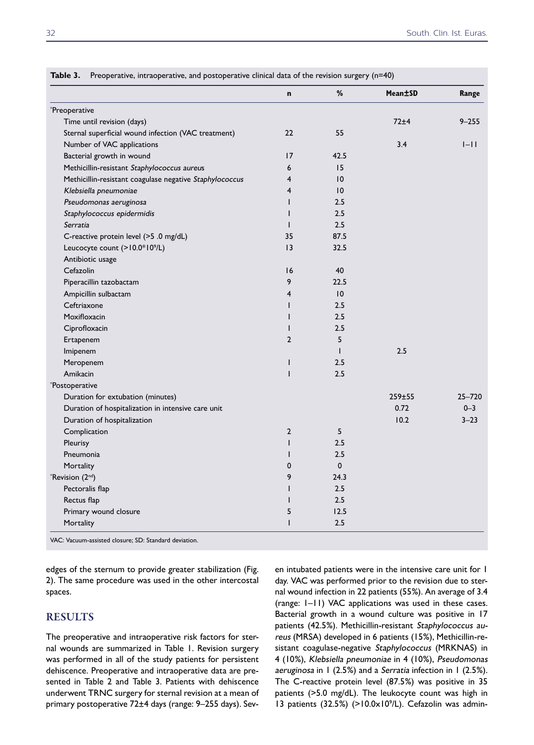**Table 3.** Preoperative, intraoperative, and postoperative clinical data of the revision surgery (n=40)

| | n | % | Mean±SD | Range |
|---|---|---|---|---|
| *Preoperative | | | | |
| Time until revision (days) | | | 72±4 | 9–255 |
| Sternal superficial wound infection (VAC treatment) | 22 | 55 | | |
| Number of VAC applications | | | 3.4 | 1–11 |
| Bacterial growth in wound | 17 | 42.5 | | |
| Methicillin-resistant *Staphylococcus aureus* | 6 | 15 | | |
| Methicillin-resistant coagulase negative *Staphylococcus* | 4 | 10 | | |
| *Klebsiella pneumoniae* | 4 | 10 | | |
| *Pseudomonas aeruginosa* | 1 | 2.5 | | |
| *Staphylococcus epidermidis* | 1 | 2.5 | | |
| *Serratia* | 1 | 2.5 | | |
| C-reactive protein level (>5 .0 mg/dL) | 35 | 87.5 | | |
| Leucocyte count (>$10.0*10^9$/L) | 13 | 32.5 | | |
| Antibiotic usage | | | | |
| Cefazolin | 16 | 40 | | |
| Piperacillin tazobactam | 9 | 22.5 | | |
| Ampicillin sulbactam | 4 | 10 | | |
| Ceftriaxone | 1 | 2.5 | | |
| Moxifloxacin | 1 | 2.5 | | |
| Ciprofloxacin | 1 | 2.5 | | |
| Ertapenem | 2 | 5 | | |
| Imipenem | | 1 | 2.5 | |
| Meropenem | 1 | 2.5 | | |
| Amikacin | 1 | 2.5 | | |
| *Postoperative | | | | |
| Duration for extubation (minutes) | | | 259±55 | 25–720 |
| Duration of hospitalization in intensive care unit | | | 0.72 | 0–3 |
| Duration of hospitalization | | | 10.2 | 3–23 |
| Complication | 2 | 5 | | |
| Pleurisy | 1 | 2.5 | | |
| Pneumonia | 1 | 2.5 | | |
| Mortality | 0 | 0 | | |
| *Revision (2nd) | 9 | 24.3 | | |
| Pectoralis flap | 1 | 2.5 | | |
| Rectus flap | 1 | 2.5 | | |
| Primary wound closure | 5 | 12.5 | | |
| Mortality | 1 | 2.5 | | |

VAC: Vacuum-assisted closure; SD: Standard deviation.

edges of the sternum to provide greater stabilization (Fig. 2). The same procedure was used in the other intercostal spaces.

## RESULTS

The preoperative and intraoperative risk factors for sternal wounds are summarized in Table 1. Revision surgery was performed in all of the study patients for persistent dehiscence. Preoperative and intraoperative data are presented in Table 2 and Table 3. Patients with dehiscence underwent TRNC surgery for sternal revision at a mean of primary postoperative 72±4 days (range: 9–255 days). Seven intubated patients were in the intensive care unit for 1 day. VAC was performed prior to the revision due to sternal wound infection in 22 patients (55%). An average of 3.4 (range: 1–11) VAC applications was used in these cases. Bacterial growth in a wound culture was positive in 17 patients (42.5%). Methicillin-resistant *Staphylococcus aureus* (MRSA) developed in 6 patients (15%), Methicillin-resistant coagulase-negative *Staphylococcus* (MRKNAS) in 4 (10%), *Klebsiella pneumoniae* in 4 (10%), *Pseudomonas aeruginosa* in 1 (2.5%) and a *Serratia* infection in 1 (2.5%). The C-reactive protein level (87.5%) was positive in 35 patients (>5.0 mg/dL). The leukocyte count was high in 13 patients (32.5%) (>$10.0 \times 10^9$/L). Cefazolin was admin-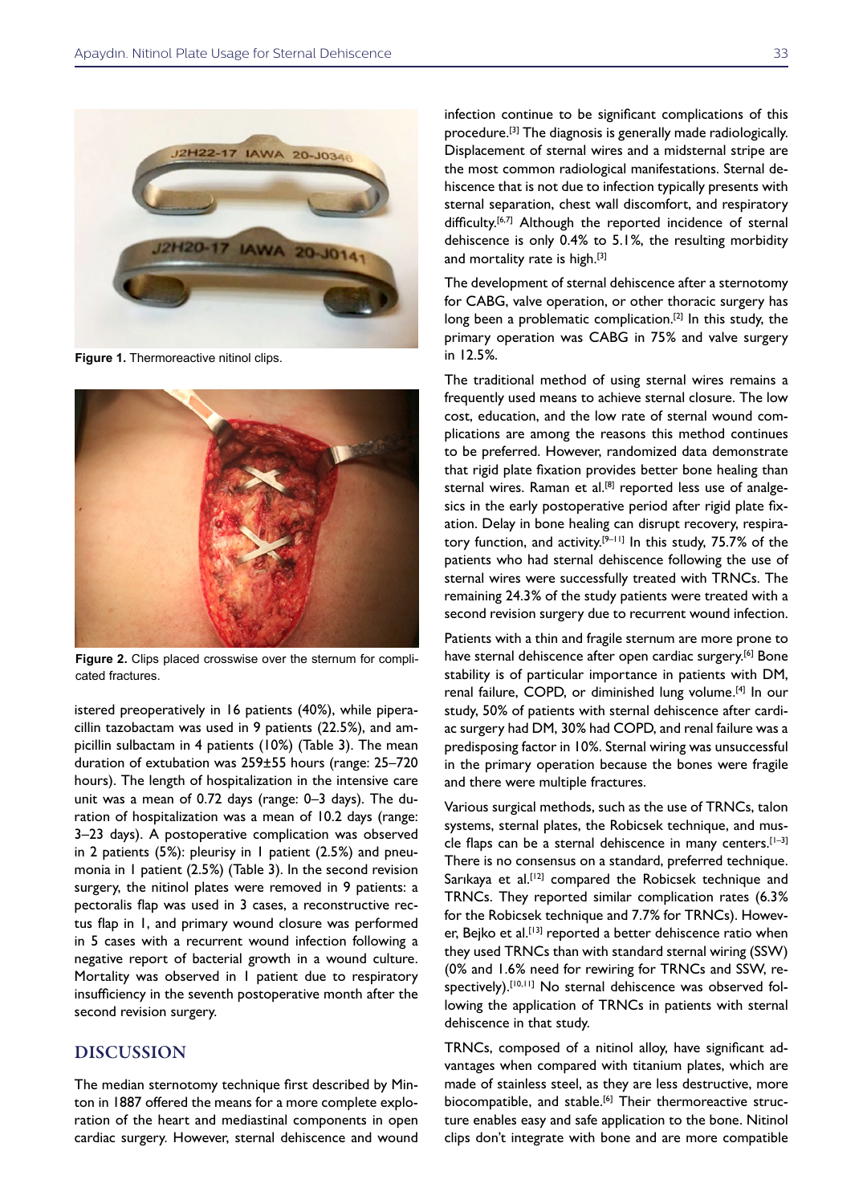Figure 1. Thermoreactive nitinol clips.

Figure 2. Clips placed crosswise over the sternum for complicated fractures.

istered preoperatively in 16 patients (40%), while piperacillin tazobactam was used in 9 patients (22.5%), and ampicillin sulbactam in 4 patients (10%) (Table 3). The mean duration of extubation was 259±55 hours (range: 25–720 hours). The length of hospitalization in the intensive care unit was a mean of 0.72 days (range: 0–3 days). The duration of hospitalization was a mean of 10.2 days (range: 3–23 days). A postoperative complication was observed in 2 patients (5%): pleurisy in 1 patient (2.5%) and pneumonia in 1 patient (2.5%) (Table 3). In the second revision surgery, the nitinol plates were removed in 9 patients: a pectoralis flap was used in 3 cases, a reconstructive rectus flap in 1, and primary wound closure was performed in 5 cases with a recurrent wound infection following a negative report of bacterial growth in a wound culture. Mortality was observed in 1 patient due to respiratory insufficiency in the seventh postoperative month after the second revision surgery.

## DISCUSSION

The median sternotomy technique first described by Minton in 1887 offered the means for a more complete exploration of the heart and mediastinal components in open cardiac surgery. However, sternal dehiscence and wound infection continue to be significant complications of this procedure.[3] The diagnosis is generally made radiologically. Displacement of sternal wires and a midsternal stripe are the most common radiological manifestations. Sternal dehiscence that is not due to infection typically presents with sternal separation, chest wall discomfort, and respiratory difficulty.[6,7] Although the reported incidence of sternal dehiscence is only 0.4% to 5.1%, the resulting morbidity and mortality rate is high.[3]

The development of sternal dehiscence after a sternotomy for CABG, valve operation, or other thoracic surgery has long been a problematic complication.[2] In this study, the primary operation was CABG in 75% and valve surgery in 12.5%.

The traditional method of using sternal wires remains a frequently used means to achieve sternal closure. The low cost, education, and the low rate of sternal wound complications are among the reasons this method continues to be preferred. However, randomized data demonstrate that rigid plate fixation provides better bone healing than sternal wires. Raman et al.[8] reported less use of analgesics in the early postoperative period after rigid plate fixation. Delay in bone healing can disrupt recovery, respiratory function, and activity.[9–11] In this study, 75.7% of the patients who had sternal dehiscence following the use of sternal wires were successfully treated with TRNCs. The remaining 24.3% of the study patients were treated with a second revision surgery due to recurrent wound infection.

Patients with a thin and fragile sternum are more prone to have sternal dehiscence after open cardiac surgery.[6] Bone stability is of particular importance in patients with DM, renal failure, COPD, or diminished lung volume.[4] In our study, 50% of patients with sternal dehiscence after cardiac surgery had DM, 30% had COPD, and renal failure was a predisposing factor in 10%. Sternal wiring was unsuccessful in the primary operation because the bones were fragile and there were multiple fractures.

Various surgical methods, such as the use of TRNCs, talon systems, sternal plates, the Robicsek technique, and muscle flaps can be a sternal dehiscence in many centers.[1–3] There is no consensus on a standard, preferred technique. Sarıkaya et al.[12] compared the Robicsek technique and TRNCs. They reported similar complication rates (6.3% for the Robicsek technique and 7.7% for TRNCs). However, Bejko et al.[13] reported a better dehiscence ratio when they used TRNCs than with standard sternal wiring (SSW) (0% and 1.6% need for rewiring for TRNCs and SSW, respectively).[10,11] No sternal dehiscence was observed following the application of TRNCs in patients with sternal dehiscence in that study.

TRNCs, composed of a nitinol alloy, have significant advantages when compared with titanium plates, which are made of stainless steel, as they are less destructive, more biocompatible, and stable.[6] Their thermoreactive structure enables easy and safe application to the bone. Nitinol clips don't integrate with bone and are more compatible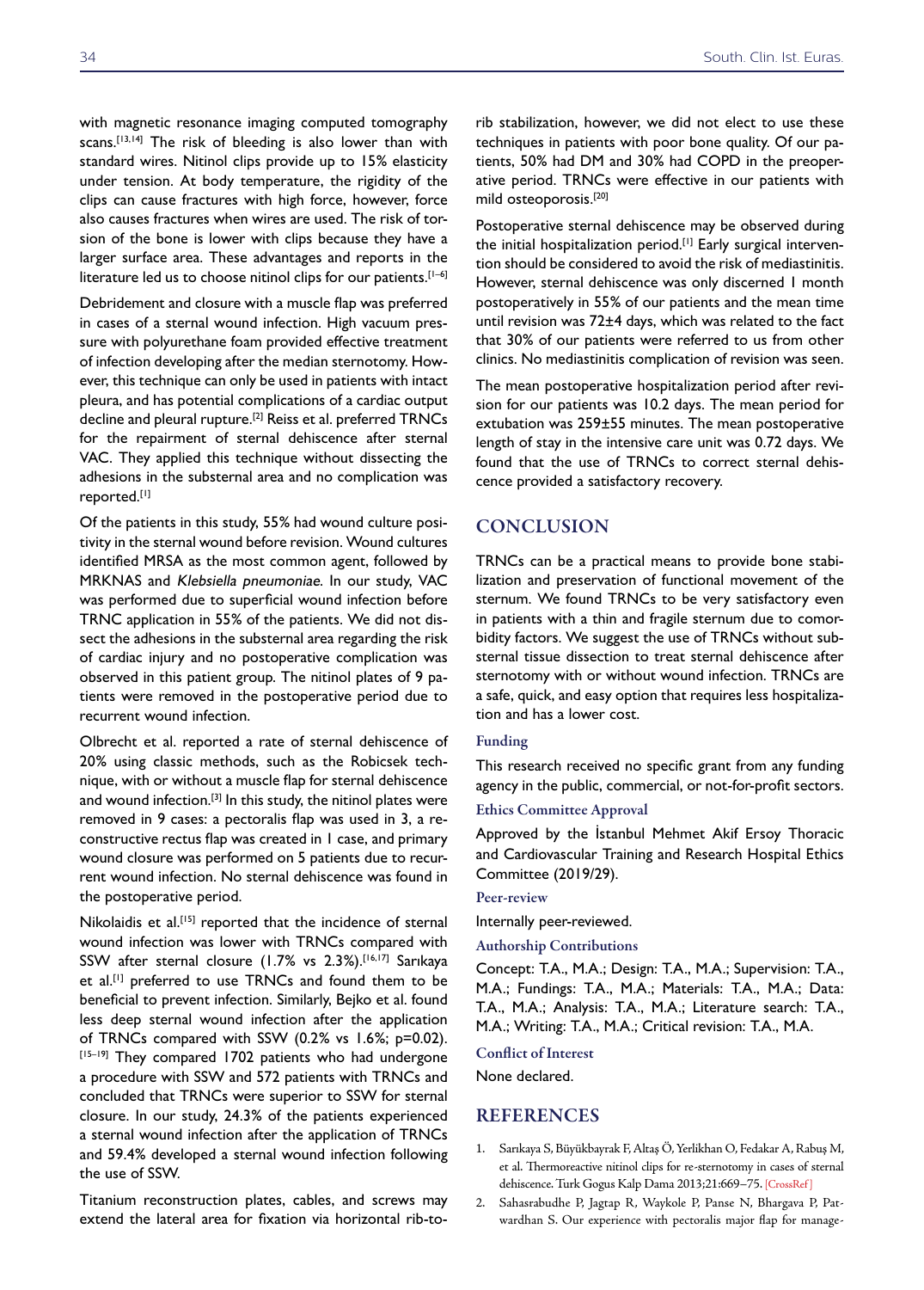with magnetic resonance imaging computed tomography scans.[13,14] The risk of bleeding is also lower than with standard wires. Nitinol clips provide up to 15% elasticity under tension. At body temperature, the rigidity of the clips can cause fractures with high force, however, force also causes fractures when wires are used. The risk of torsion of the bone is lower with clips because they have a larger surface area. These advantages and reports in the literature led us to choose nitinol clips for our patients.[1–6]

Debridement and closure with a muscle flap was preferred in cases of a sternal wound infection. High vacuum pressure with polyurethane foam provided effective treatment of infection developing after the median sternotomy. However, this technique can only be used in patients with intact pleura, and has potential complications of a cardiac output decline and pleural rupture.[2] Reiss et al. preferred TRNCs for the repairment of sternal dehiscence after sternal VAC. They applied this technique without dissecting the adhesions in the substernal area and no complication was reported.[1]

Of the patients in this study, 55% had wound culture positivity in the sternal wound before revision. Wound cultures identified MRSA as the most common agent, followed by MRKNAS and *Klebsiella pneumoniae*. In our study, VAC was performed due to superficial wound infection before TRNC application in 55% of the patients. We did not dissect the adhesions in the substernal area regarding the risk of cardiac injury and no postoperative complication was observed in this patient group. The nitinol plates of 9 patients were removed in the postoperative period due to recurrent wound infection.

Olbrecht et al. reported a rate of sternal dehiscence of 20% using classic methods, such as the Robicsek technique, with or without a muscle flap for sternal dehiscence and wound infection.[3] In this study, the nitinol plates were removed in 9 cases: a pectoralis flap was used in 3, a reconstructive rectus flap was created in 1 case, and primary wound closure was performed on 5 patients due to recurrent wound infection. No sternal dehiscence was found in the postoperative period.

Nikolaidis et al.[15] reported that the incidence of sternal wound infection was lower with TRNCs compared with SSW after sternal closure (1.7% vs 2.3%).[16,17] Sarıkaya et al.[1] preferred to use TRNCs and found them to be beneficial to prevent infection. Similarly, Bejko et al. found less deep sternal wound infection after the application of TRNCs compared with SSW (0.2% vs 1.6%; p=0.02).[15–19] They compared 1702 patients who had undergone a procedure with SSW and 572 patients with TRNCs and concluded that TRNCs were superior to SSW for sternal closure. In our study, 24.3% of the patients experienced a sternal wound infection after the application of TRNCs and 59.4% developed a sternal wound infection following the use of SSW.

Titanium reconstruction plates, cables, and screws may extend the lateral area for fixation via horizontal rib-to-rib stabilization, however, we did not elect to use these techniques in patients with poor bone quality. Of our patients, 50% had DM and 30% had COPD in the preoperative period. TRNCs were effective in our patients with mild osteoporosis.[20]

Postoperative sternal dehiscence may be observed during the initial hospitalization period.[1] Early surgical intervention should be considered to avoid the risk of mediastinitis. However, sternal dehiscence was only discerned 1 month postoperatively in 55% of our patients and the mean time until revision was 72±4 days, which was related to the fact that 30% of our patients were referred to us from other clinics. No mediastinitis complication of revision was seen.

The mean postoperative hospitalization period after revision for our patients was 10.2 days. The mean period for extubation was 259±55 minutes. The mean postoperative length of stay in the intensive care unit was 0.72 days. We found that the use of TRNCs to correct sternal dehiscence provided a satisfactory recovery.

## CONCLUSION

TRNCs can be a practical means to provide bone stabilization and preservation of functional movement of the sternum. We found TRNCs to be very satisfactory even in patients with a thin and fragile sternum due to comorbidity factors. We suggest the use of TRNCs without substernal tissue dissection to treat sternal dehiscence after sternotomy with or without wound infection. TRNCs are a safe, quick, and easy option that requires less hospitalization and has a lower cost.

### Funding

This research received no specific grant from any funding agency in the public, commercial, or not-for-profit sectors.

### Ethics Committee Approval

Approved by the İstanbul Mehmet Akif Ersoy Thoracic and Cardiovascular Training and Research Hospital Ethics Committee (2019/29).

### Peer-review

Internally peer-reviewed.

### Authorship Contributions

Concept: T.A., M.A.; Design: T.A., M.A.; Supervision: T.A., M.A.; Fundings: T.A., M.A.; Materials: T.A., M.A.; Data: T.A., M.A.; Analysis: T.A., M.A.; Literature search: T.A., M.A.; Writing: T.A., M.A.; Critical revision: T.A., M.A.

### Conflict of Interest

None declared.

## REFERENCES

1. Sarıkaya S, Büyükbayrak F, Altaş Ö, Yerlikhan O, Fedakar A, Rabuş M, et al. Thermoreactive nitinol clips for re-sternotomy in cases of sternal dehiscence. Turk Gogus Kalp Dama 2013;21:669–75. [CrossRef]
2. Sahasrabudhe P, Jagtap R, Waykole P, Panse N, Bhargava P, Patwardhan S. Our experience with pectoralis major flap for manage-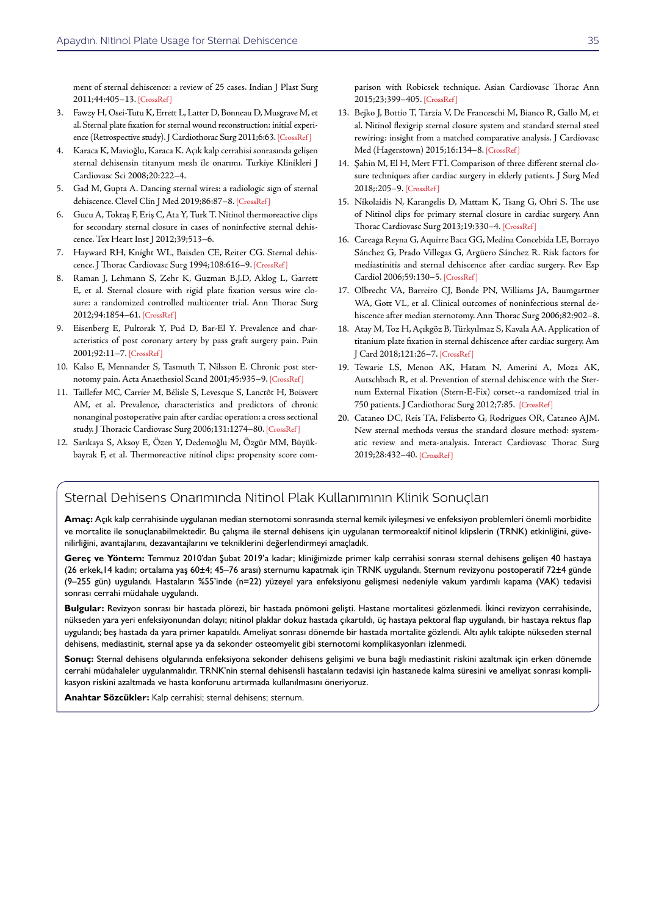ment of sternal dehiscence: a review of 25 cases. Indian J Plast Surg 2011;44:405–13. [CrossRef]

3. Fawzy H, Osei-Tutu K, Errett L, Latter D, Bonneau D, Musgrave M, et al. Sternal plate fixation for sternal wound reconstruction: initial experience (Retrospective study). J Cardiothorac Surg 2011;6:63. [CrossRef]
4. Karaca K, Mavioğlu, Karaca K. Açık kalp cerrahisi sonrasında gelişen sternal dehisensin titanyum mesh ile onarımı. Turkiye Klinikleri J Cardiovasc Sci 2008;20:222–4.
5. Gad M, Gupta A. Dancing sternal wires: a radiologic sign of sternal dehiscence. Clevel Clin J Med 2019;86:87–8. [CrossRef]
6. Gucu A, Toktaş F, Eriş C, Ata Y, Turk T. Nitinol thermoreactive clips for secondary sternal closure in cases of noninfective sternal dehiscence. Tex Heart Inst J 2012;39;513–6.
7. Hayward RH, Knight WL, Baisden CE, Reiter CG. Sternal dehiscence. J Thorac Cardiovasc Surg 1994;108:616–9. [CrossRef]
8. Raman J, Lehmann S, Zehr K, Guzman B.J.D, Aklog L, Garrett E, et al. Sternal closure with rigid plate fixation versus wire closure: a randomized controlled multicenter trial. Ann Thorac Surg 2012;94:1854–61. [CrossRef]
9. Eisenberg E, Pultorak Y, Pud D, Bar-El Y. Prevalence and characteristics of post coronary artery by pass graft surgery pain. Pain 2001;92:11–7. [CrossRef]
10. Kalso E, Mennander S, Tasmuth T, Nilsson E. Chronic post sternotomy pain. Acta Anaethesiol Scand 2001;45:935–9. [CrossRef]
11. Taillefer MC, Carrier M, Bélisle S, Levesque S, Lanctôt H, Boisvert AM, et al. Prevalence, characteristics and predictors of chronic nonanginal postoperative pain after cardiac operation: a cross sectional study. J Thoracic Cardiovasc Surg 2006;131:1274–80. [CrossRef]
12. Sarıkaya S, Aksoy E, Özen Y, Dedemoğlu M, Özgür MM, Büyükbayrak F, et al. Thermoreactive nitinol clips: propensity score comparison with Robicsek technique. Asian Cardiovasc Thorac Ann 2015;23;399–405. [CrossRef]
13. Bejko J, Bottio T, Tarzia V, De Franceschi M, Bianco R, Gallo M, et al. Nitinol flexigrip sternal closure system and standard sternal steel rewiring: insight from a matched comparative analysis. J Cardiovasc Med (Hagerstown) 2015;16:134–8. [CrossRef]
14. Şahin M, El H, Mert FTİ. Comparison of three different sternal closure techniques after cardiac surgery in elderly patients. J Surg Med 2018;:205–9. [CrossRef]
15. Nikolaidis N, Karangelis D, Mattam K, Tsang G, Ohri S. The use of Nitinol clips for primary sternal closure in cardiac surgery. Ann Thorac Cardiovasc Surg 2013;19:330–4. [CrossRef]
16. Careaga Reyna G, Aquirre Baca GG, Medina Concebida LE, Borrayo Sánchez G, Prado Villegas G, Argüero Sánchez R. Risk factors for mediastinitis and sternal dehiscence after cardiac surgery. Rev Esp Cardiol 2006;59:130–5. [CrossRef]
17. Olbrecht VA, Barreiro CJ, Bonde PN, Williams JA, Baumgartner WA, Gott VL, et al. Clinical outcomes of noninfectious sternal dehiscence after median sternotomy. Ann Thorac Surg 2006;82:902–8.
18. Atay M, Toz H, Açıkgöz B, Türkyılmaz S, Kavala AA. Application of titanium plate fixation in sternal dehiscence after cardiac surgery. Am J Card 2018;121:26–7. [CrossRef]
19. Tewarie LS, Menon AK, Hatam N, Amerini A, Moza AK, Autschbach R, et al. Prevention of sternal dehiscence with the Sternum External Fixation (Stern-E-Fix) corset--a randomized trial in 750 patients. J Cardiothorac Surg 2012;7:85. [CrossRef]
20. Cataneo DC, Reis TA, Felisberto G, Rodrigues OR, Cataneo AJM. New sternal methods versus the standard closure method: systematic review and meta-analysis. Interact Cardiovasc Thorac Surg 2019;28:432–40. [CrossRef]

## Sternal Dehisens Onarımında Nitinol Plak Kullanımının Klinik Sonuçları

**Amaç:** Açık kalp cerrahisinde uygulanan median sternotomi sonrasında sternal kemik iyileşmesi ve enfeksiyon problemleri önemli morbidite ve mortalite ile sonuçlanabilmektedir. Bu çalışma ile sternal dehisens için uygulanan termoreaktif nitinol klipslerin (TRNK) etkinliğini, güvenilirliğini, avantajlarını, dezavantajlarını ve tekniklerini değerlendirmeyi amaçladık.

**Gereç ve Yöntem:** Temmuz 2010'dan Şubat 2019'a kadar; kliniğimizde primer kalp cerrahisi sonrası sternal dehisens gelişen 40 hastaya (26 erkek,14 kadın; ortalama yaş 60±4; 45–76 arası) sternumu kapatmak için TRNK uygulandı. Sternum revizyonu postoperatif 72±4 günde (9–255 gün) uygulandı. Hastaların %55'inde (n=22) yüzeyel yara enfeksiyonu gelişmesi nedeniyle vakum yardımlı kapama (VAK) tedavisi sonrası cerrahi müdahale uygulandı.

**Bulgular:** Revizyon sonrası bir hastada plörezi, bir hastada pnömoni gelişti. Hastane mortalitesi gözlenmedi. İkinci revizyon cerrahisinde, nükseden yara yeri enfeksiyonundan dolayı; nitinol plaklar dokuz hastada çıkartıldı, üç hastaya pektoral flap uygulandı, bir hastaya rektus flap uygulandı; beş hastada da yara primer kapatıldı. Ameliyat sonrası dönemde bir hastada mortalite gözlendi. Altı aylık takipte nükseden sternal dehisens, mediastinit, sternal apse ya da sekonder osteomyelit gibi sternotomi komplikasyonları izlenmedi.

**Sonuç:** Sternal dehisens olgularında enfeksiyona sekonder dehisens gelişimi ve buna bağlı mediastinit riskini azaltmak için erken dönemde cerrahi müdahaleler uygulanmalıdır. TRNK'nin sternal dehisenli hastaların tedavisi için hastanede kalma süresini ve ameliyat sonrası komplikasyon riskini azaltmada ve hasta konforunu artırmada kullanılmasını öneriyoruz.

**Anahtar Sözcükler:** Kalp cerrahisi; sternal dehisens; sternum.